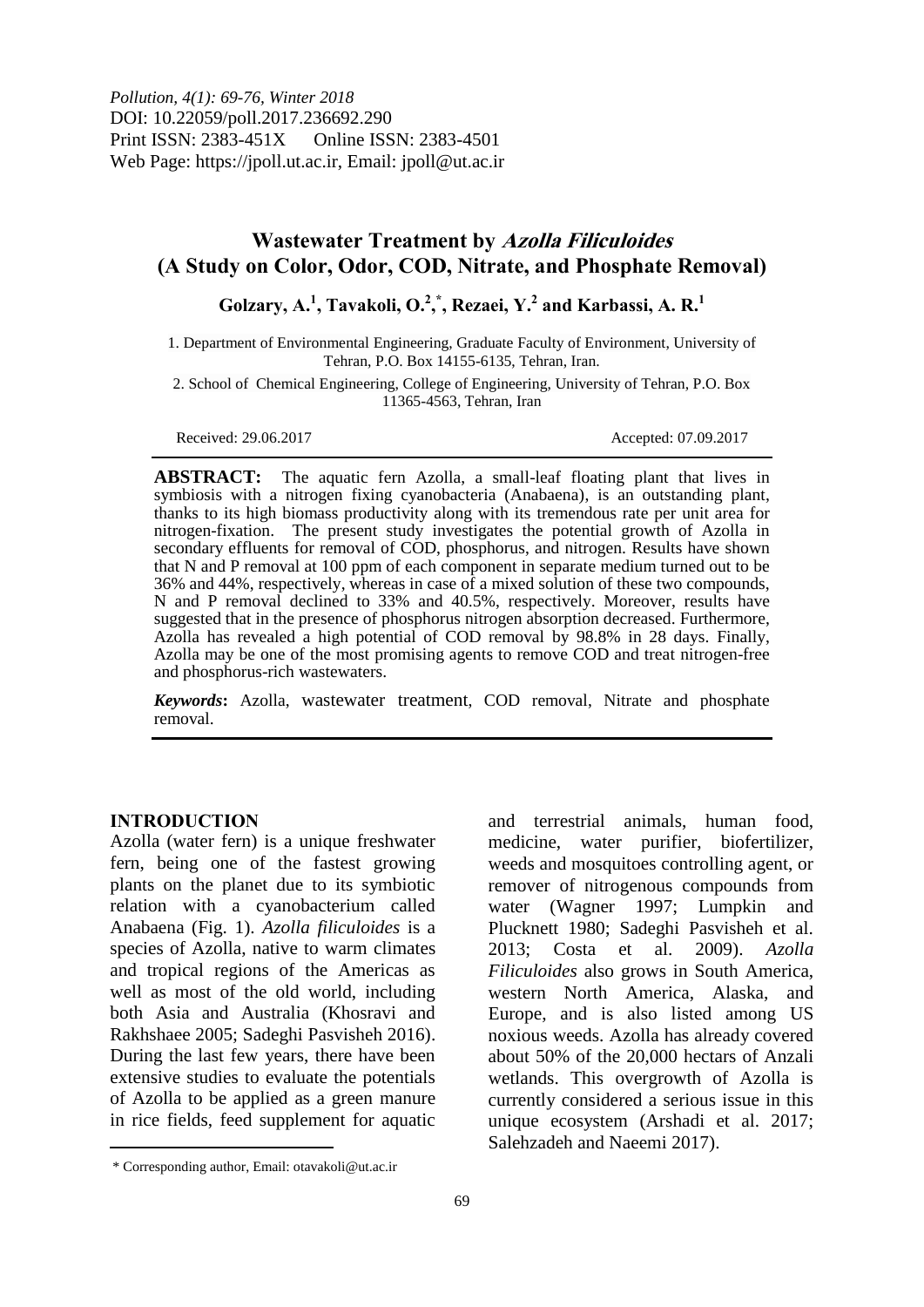*Pollution, 4(1): 69-76, Winter 2018*
DOI: 10.22059/poll.2017.236692.290
Print ISSN: 2383-451X Online ISSN: 2383-4501
Web Page: https://jpoll.ut.ac.ir, Email: jpoll@ut.ac.ir

# Wastewater Treatment by *Azolla Filiculoides* (A Study on Color, Odor, COD, Nitrate, and Phosphate Removal)

**Golzary, A.[1], Tavakoli, O.[2,*], Rezaei, Y.[2] and Karbassi, A. R.[1]**

1. Department of Environmental Engineering, Graduate Faculty of Environment, University of Tehran, P.O. Box 14155-6135, Tehran, Iran.

2. School of Chemical Engineering, College of Engineering, University of Tehran, P.O. Box 11365-4563, Tehran, Iran

Received: 29.06.2017 Accepted: 07.09.2017

**ABSTRACT:** The aquatic fern Azolla, a small-leaf floating plant that lives in symbiosis with a nitrogen fixing cyanobacteria (Anabaena), is an outstanding plant, thanks to its high biomass productivity along with its tremendous rate per unit area for nitrogen-fixation. The present study investigates the potential growth of Azolla in secondary effluents for removal of COD, phosphorus, and nitrogen. Results have shown that N and P removal at 100 ppm of each component in separate medium turned out to be 36% and 44%, respectively, whereas in case of a mixed solution of these two compounds, N and P removal declined to 33% and 40.5%, respectively. Moreover, results have suggested that in the presence of phosphorus nitrogen absorption decreased. Furthermore, Azolla has revealed a high potential of COD removal by 98.8% in 28 days. Finally, Azolla may be one of the most promising agents to remove COD and treat nitrogen-free and phosphorus-rich wastewaters.

***Keywords*:** Azolla, wastewater treatment, COD removal, Nitrate and phosphate removal.

## INTRODUCTION

Azolla (water fern) is a unique freshwater fern, being one of the fastest growing plants on the planet due to its symbiotic relation with a cyanobacterium called Anabaena (Fig. 1). *Azolla filiculoides* is a species of Azolla, native to warm climates and tropical regions of the Americas as well as most of the old world, including both Asia and Australia (Khosravi and Rakhshaee 2005; Sadeghi Pasvisheh 2016). During the last few years, there have been extensive studies to evaluate the potentials of Azolla to be applied as a green manure in rice fields, feed supplement for aquatic and terrestrial animals, human food, medicine, water purifier, biofertilizer, weeds and mosquitoes controlling agent, or remover of nitrogenous compounds from water (Wagner 1997; Lumpkin and Plucknett 1980; Sadeghi Pasvisheh et al. 2013; Costa et al. 2009). *Azolla Filiculoides* also grows in South America, western North America, Alaska, and Europe, and is also listed among US noxious weeds. Azolla has already covered about 50% of the 20,000 hectars of Anzali wetlands. This overgrowth of Azolla is currently considered a serious issue in this unique ecosystem (Arshadi et al. 2017; Salehzadeh and Naeemi 2017).

\* Corresponding author, Email: otavakoli@ut.ac.ir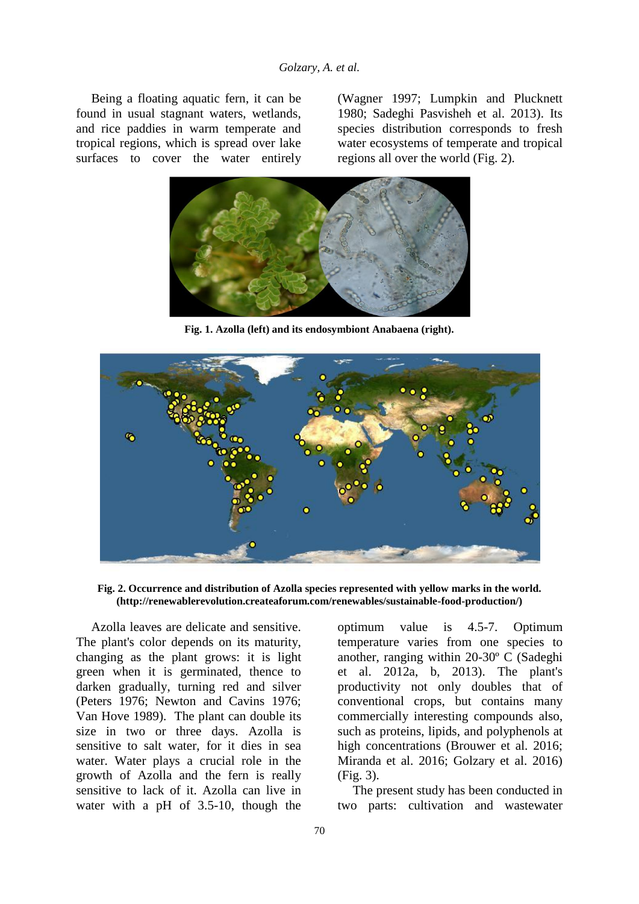Being a floating aquatic fern, it can be found in usual stagnant waters, wetlands, and rice paddies in warm temperate and tropical regions, which is spread over lake surfaces to cover the water entirely (Wagner 1997; Lumpkin and Plucknett 1980; Sadeghi Pasvisheh et al. 2013). Its species distribution corresponds to fresh water ecosystems of temperate and tropical regions all over the world (Fig. 2).

**Fig. 1. Azolla (left) and its endosymbiont Anabaena (right).**

**Fig. 2. Occurrence and distribution of Azolla species represented with yellow marks in the world. (http://renewablerevolution.createaforum.com/renewables/sustainable-food-production/)**

Azolla leaves are delicate and sensitive. The plant's color depends on its maturity, changing as the plant grows: it is light green when it is germinated, thence to darken gradually, turning red and silver (Peters 1976; Newton and Cavins 1976; Van Hove 1989). The plant can double its size in two or three days. Azolla is sensitive to salt water, for it dies in sea water. Water plays a crucial role in the growth of Azolla and the fern is really sensitive to lack of it. Azolla can live in water with a pH of 3.5-10, though the optimum value is 4.5-7. Optimum temperature varies from one species to another, ranging within 20-30º C (Sadeghi et al. 2012a, b, 2013). The plant's productivity not only doubles that of conventional crops, but contains many commercially interesting compounds also, such as proteins, lipids, and polyphenols at high concentrations (Brouwer et al. 2016; Miranda et al. 2016; Golzary et al. 2016) (Fig. 3).

The present study has been conducted in two parts: cultivation and wastewater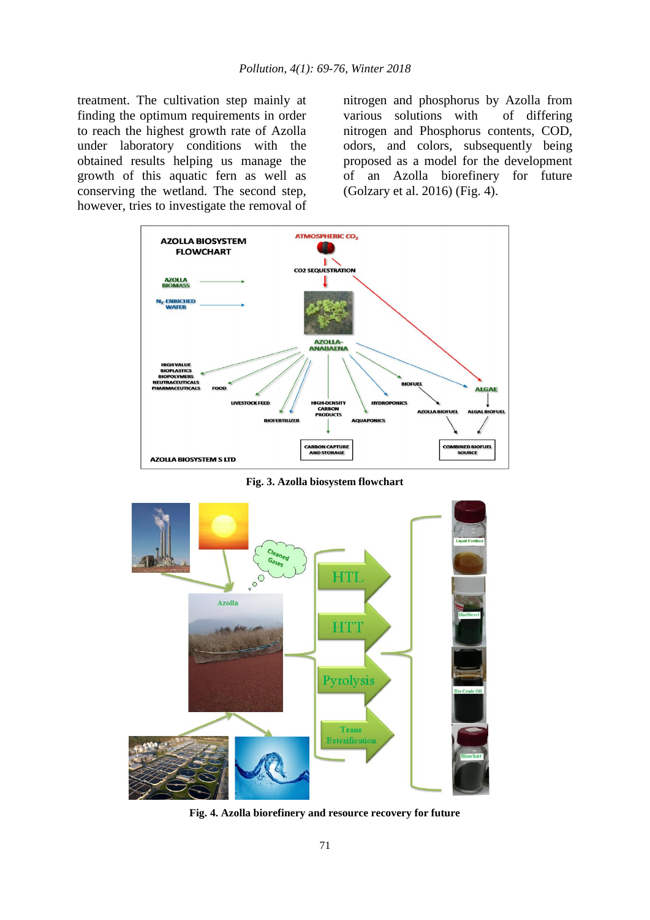treatment. The cultivation step mainly at finding the optimum requirements in order to reach the highest growth rate of Azolla under laboratory conditions with the obtained results helping us manage the growth of this aquatic fern as well as conserving the wetland. The second step, however, tries to investigate the removal of nitrogen and phosphorus by Azolla from various solutions with of differing nitrogen and Phosphorus contents, COD, odors, and colors, subsequently being proposed as a model for the development of an Azolla biorefinery for future (Golzary et al. 2016) (Fig. 4).

**Fig. 3. Azolla biosystem flowchart**

**Fig. 4. Azolla biorefinery and resource recovery for future**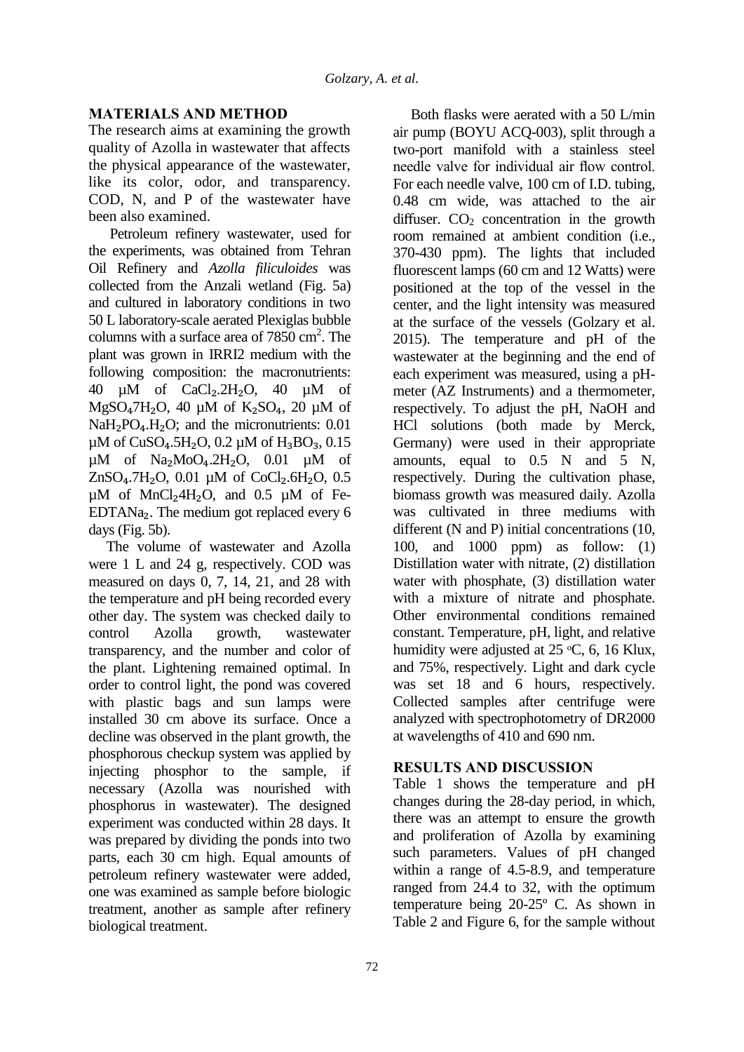## MATERIALS AND METHOD

The research aims at examining the growth quality of Azolla in wastewater that affects the physical appearance of the wastewater, like its color, odor, and transparency. COD, N, and P of the wastewater have been also examined.

Petroleum refinery wastewater, used for the experiments, was obtained from Tehran Oil Refinery and *Azolla filiculoides* was collected from the Anzali wetland (Fig. 5a) and cultured in laboratory conditions in two 50 L laboratory-scale aerated Plexiglas bubble columns with a surface area of 7850 $cm^2$. The plant was grown in IRRI2 medium with the following composition: the macronutrients: 40 µM of $CaCl_2.2H_2O$, 40 µM of $MgSO_4 7H_2O$, 40 µM of $K_2SO_4$, 20 µM of $NaH_2PO_4.H_2O$; and the micronutrients: 0.01 µM of $CuSO_4.5H_2O$, 0.2 µM of $H_3BO_3$, 0.15 µM of $Na_2MoO_4.2H_2O$, 0.01 µM of $ZnSO_4.7H_2O$, 0.01 µM of $CoCl_2.6H_2O$, 0.5 µM of $MnCl_2 4H_2O$, and 0.5 µM of Fe-$EDTANa_2$. The medium got replaced every 6 days (Fig. 5b).

The volume of wastewater and Azolla were 1 L and 24 g, respectively. COD was measured on days 0, 7, 14, 21, and 28 with the temperature and pH being recorded every other day. The system was checked daily to control Azolla growth, wastewater transparency, and the number and color of the plant. Lightening remained optimal. In order to control light, the pond was covered with plastic bags and sun lamps were installed 30 cm above its surface. Once a decline was observed in the plant growth, the phosphorous checkup system was applied by injecting phosphor to the sample, if necessary (Azolla was nourished with phosphorus in wastewater). The designed experiment was conducted within 28 days. It was prepared by dividing the ponds into two parts, each 30 cm high. Equal amounts of petroleum refinery wastewater were added, one was examined as sample before biologic treatment, another as sample after refinery biological treatment.

Both flasks were aerated with a 50 L/min air pump (BOYU ACQ-003), split through a two-port manifold with a stainless steel needle valve for individual air flow control. For each needle valve, 100 cm of I.D. tubing, 0.48 cm wide, was attached to the air diffuser. $CO_2$ concentration in the growth room remained at ambient condition (i.e., 370-430 ppm). The lights that included fluorescent lamps (60 cm and 12 Watts) were positioned at the top of the vessel in the center, and the light intensity was measured at the surface of the vessels (Golzary et al. 2015). The temperature and pH of the wastewater at the beginning and the end of each experiment was measured, using a pH-meter (AZ Instruments) and a thermometer, respectively. To adjust the pH, NaOH and HCl solutions (both made by Merck, Germany) were used in their appropriate amounts, equal to 0.5 N and 5 N, respectively. During the cultivation phase, biomass growth was measured daily. Azolla was cultivated in three mediums with different (N and P) initial concentrations (10, 100, and 1000 ppm) as follow: (1) Distillation water with nitrate, (2) distillation water with phosphate, (3) distillation water with a mixture of nitrate and phosphate. Other environmental conditions remained constant. Temperature, pH, light, and relative humidity were adjusted at 25 ºC, 6, 16 Klux, and 75%, respectively. Light and dark cycle was set 18 and 6 hours, respectively. Collected samples after centrifuge were analyzed with spectrophotometry of DR2000 at wavelengths of 410 and 690 nm.

## RESULTS AND DISCUSSION

Table 1 shows the temperature and pH changes during the 28-day period, in which, there was an attempt to ensure the growth and proliferation of Azolla by examining such parameters. Values of pH changed within a range of 4.5-8.9, and temperature ranged from 24.4 to 32, with the optimum temperature being 20-25º C. As shown in Table 2 and Figure 6, for the sample without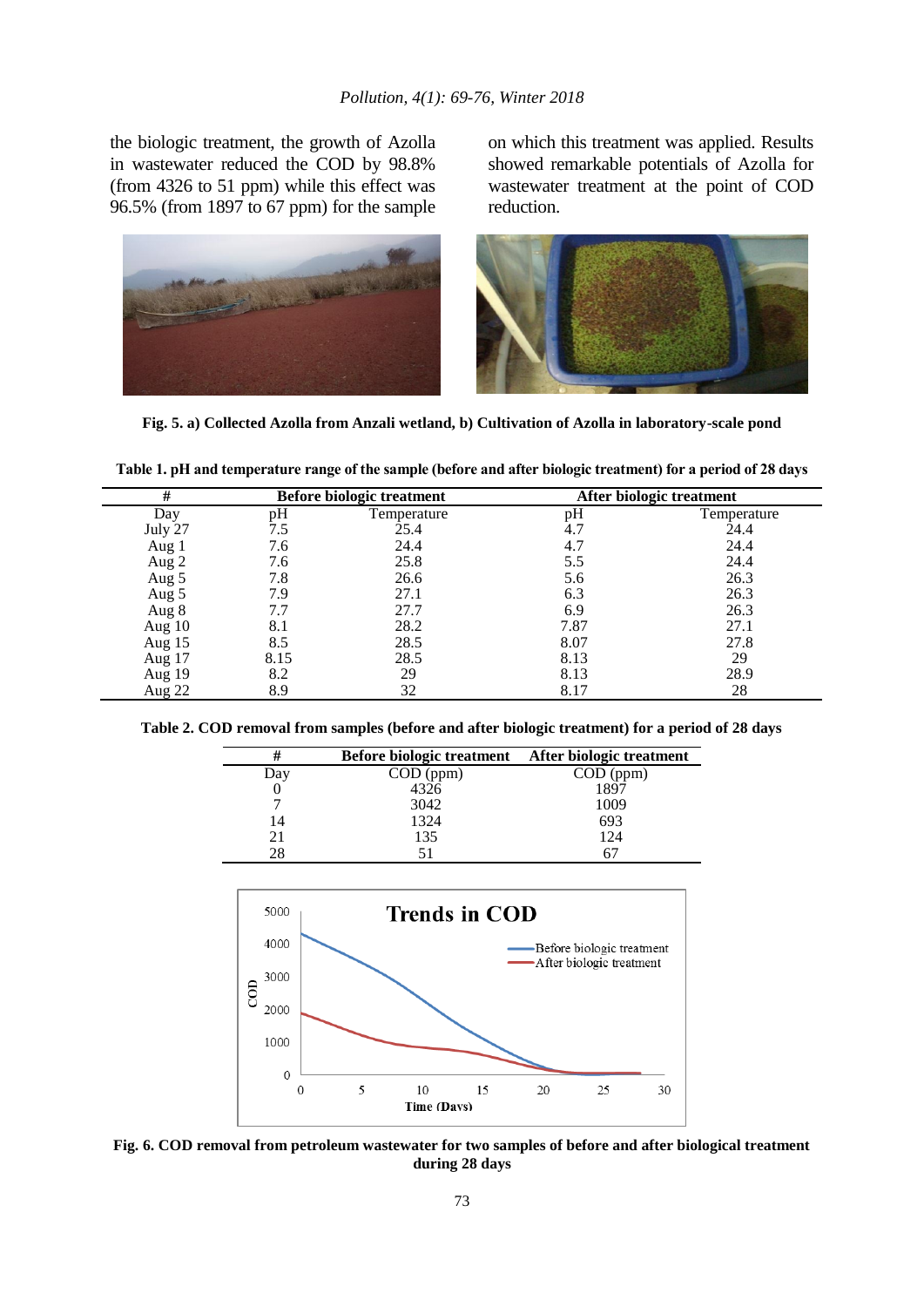the biologic treatment, the growth of Azolla in wastewater reduced the COD by 98.8% (from 4326 to 51 ppm) while this effect was 96.5% (from 1897 to 67 ppm) for the sample on which this treatment was applied. Results showed remarkable potentials of Azolla for wastewater treatment at the point of COD reduction.

**Fig. 5. a) Collected Azolla from Anzali wetland, b) Cultivation of Azolla in laboratory-scale pond**

**Table 1. pH and temperature range of the sample (before and after biologic treatment) for a period of 28 days**

| # | Before biologic treatment | | After biologic treatment | |
|---|---|---|---|---|
| Day | pH | Temperature | pH | Temperature |
| July 27 | 7.5 | 25.4 | 4.7 | 24.4 |
| Aug 1 | 7.6 | 24.4 | 4.7 | 24.4 |
| Aug 2 | 7.6 | 25.8 | 5.5 | 24.4 |
| Aug 5 | 7.8 | 26.6 | 5.6 | 26.3 |
| Aug 5 | 7.9 | 27.1 | 6.3 | 26.3 |
| Aug 8 | 7.7 | 27.7 | 6.9 | 26.3 |
| Aug 10 | 8.1 | 28.2 | 7.87 | 27.1 |
| Aug 15 | 8.5 | 28.5 | 8.07 | 27.8 |
| Aug 17 | 8.15 | 28.5 | 8.13 | 29 |
| Aug 19 | 8.2 | 29 | 8.13 | 28.9 |
| Aug 22 | 8.9 | 32 | 8.17 | 28 |

**Table 2. COD removal from samples (before and after biologic treatment) for a period of 28 days**

| # | Before biologic treatment | After biologic treatment |
|---|---|---|
| Day | COD (ppm) | COD (ppm) |
| 0 | 4326 | 1897 |
| 7 | 3042 | 1009 |
| 14 | 1324 | 693 |
| 21 | 135 | 124 |
| 28 | 51 | 67 |

**Fig. 6. COD removal from petroleum wastewater for two samples of before and after biological treatment during 28 days**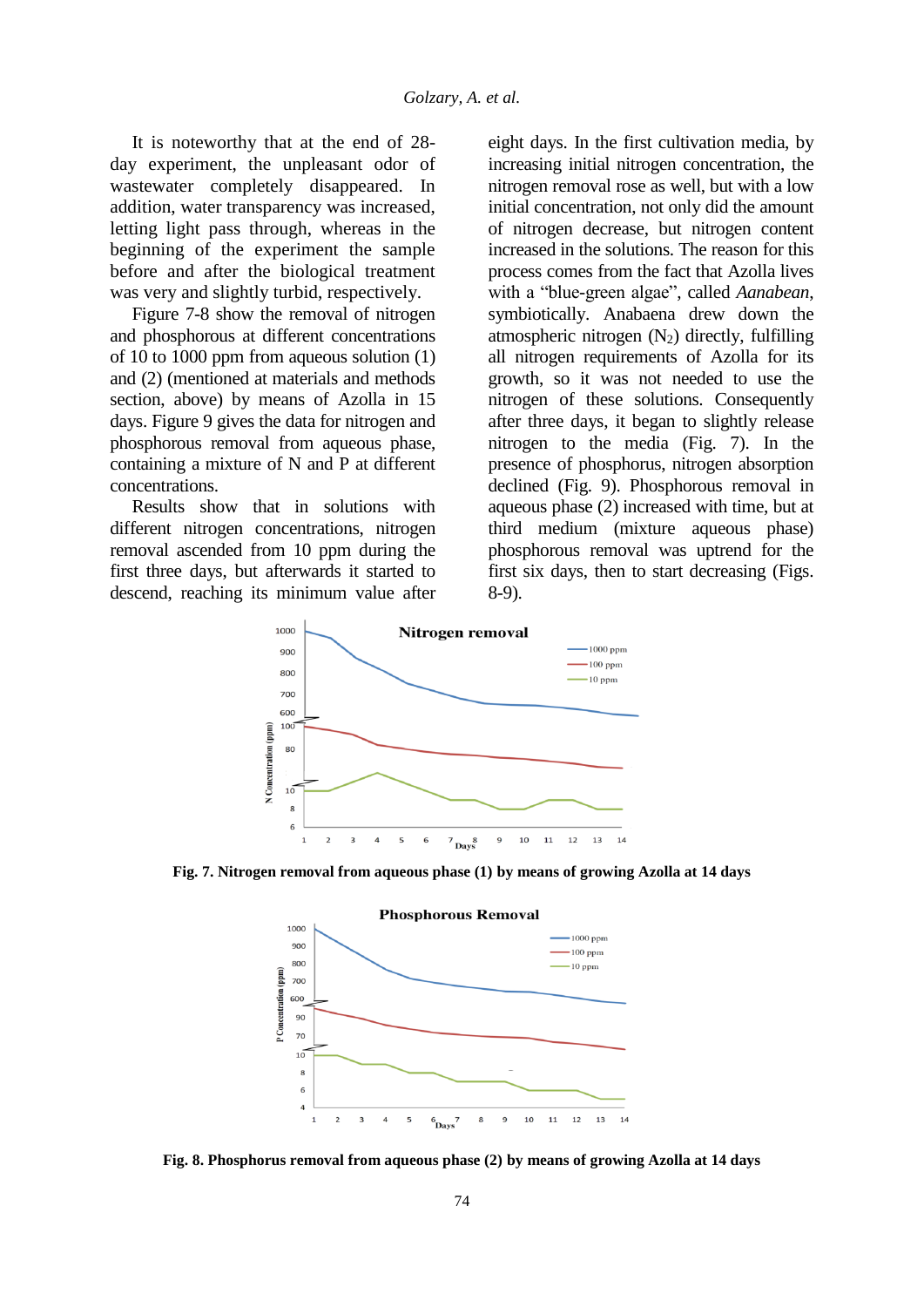It is noteworthy that at the end of 28-day experiment, the unpleasant odor of wastewater completely disappeared. In addition, water transparency was increased, letting light pass through, whereas in the beginning of the experiment the sample before and after the biological treatment was very and slightly turbid, respectively.

Figure 7-8 show the removal of nitrogen and phosphorous at different concentrations of 10 to 1000 ppm from aqueous solution (1) and (2) (mentioned at materials and methods section, above) by means of Azolla in 15 days. Figure 9 gives the data for nitrogen and phosphorous removal from aqueous phase, containing a mixture of N and P at different concentrations.

Results show that in solutions with different nitrogen concentrations, nitrogen removal ascended from 10 ppm during the first three days, but afterwards it started to descend, reaching its minimum value after eight days. In the first cultivation media, by increasing initial nitrogen concentration, the nitrogen removal rose as well, but with a low initial concentration, not only did the amount of nitrogen decrease, but nitrogen content increased in the solutions. The reason for this process comes from the fact that Azolla lives with a "blue-green algae", called *Aanabean*, symbiotically. Anabaena drew down the atmospheric nitrogen ($N_2$) directly, fulfilling all nitrogen requirements of Azolla for its growth, so it was not needed to use the nitrogen of these solutions. Consequently after three days, it began to slightly release nitrogen to the media (Fig. 7). In the presence of phosphorus, nitrogen absorption declined (Fig. 9). Phosphorous removal in aqueous phase (2) increased with time, but at third medium (mixture aqueous phase) phosphorous removal was uptrend for the first six days, then to start decreasing (Figs. 8-9).

**Fig. 7. Nitrogen removal from aqueous phase (1) by means of growing Azolla at 14 days**

**Fig. 8. Phosphorus removal from aqueous phase (2) by means of growing Azolla at 14 days**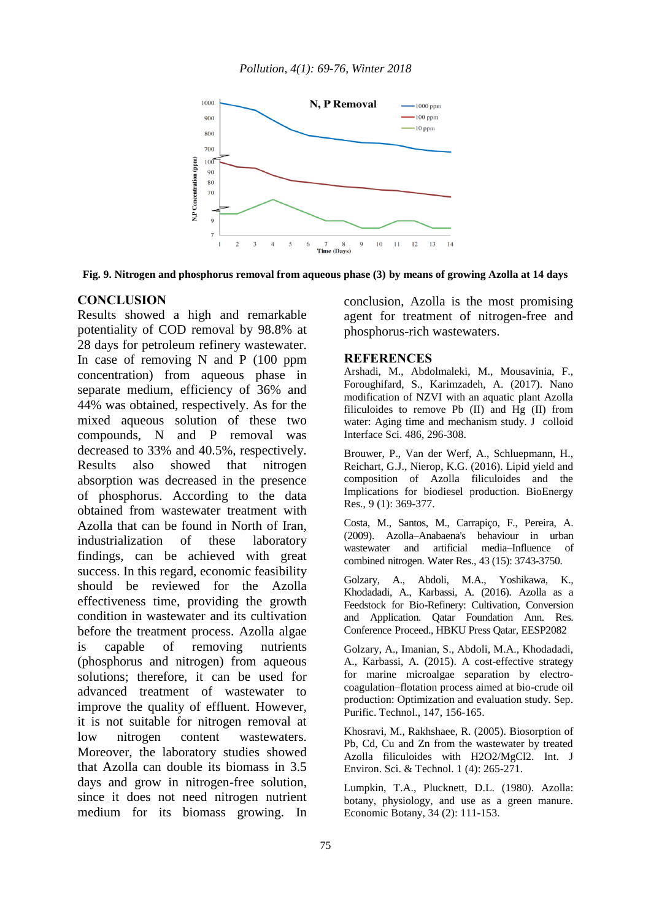Fig. 9. Nitrogen and phosphorus removal from aqueous phase (3) by means of growing Azolla at 14 days

## CONCLUSION

Results showed a high and remarkable potentiality of COD removal by 98.8% at 28 days for petroleum refinery wastewater. In case of removing N and P (100 ppm concentration) from aqueous phase in separate medium, efficiency of 36% and 44% was obtained, respectively. As for the mixed aqueous solution of these two compounds, N and P removal was decreased to 33% and 40.5%, respectively. Results also showed that nitrogen absorption was decreased in the presence of phosphorus. According to the data obtained from wastewater treatment with Azolla that can be found in North of Iran, industrialization of these laboratory findings, can be achieved with great success. In this regard, economic feasibility should be reviewed for the Azolla effectiveness time, providing the growth condition in wastewater and its cultivation before the treatment process. Azolla algae is capable of removing nutrients (phosphorus and nitrogen) from aqueous solutions; therefore, it can be used for advanced treatment of wastewater to improve the quality of effluent. However, it is not suitable for nitrogen removal at low nitrogen content wastewaters. Moreover, the laboratory studies showed that Azolla can double its biomass in 3.5 days and grow in nitrogen-free solution, since it does not need nitrogen nutrient medium for its biomass growing. In conclusion, Azolla is the most promising agent for treatment of nitrogen-free and phosphorus-rich wastewaters.

## REFERENCES

Arshadi, M., Abdolmaleki, M., Mousavinia, F., Foroughifard, S., Karimzadeh, A. (2017). Nano modification of NZVI with an aquatic plant Azolla filiculoides to remove Pb (II) and Hg (II) from water: Aging time and mechanism study. J colloid Interface Sci. 486, 296-308.

Brouwer, P., Van der Werf, A., Schluepmann, H., Reichart, G.J., Nierop, K.G. (2016). Lipid yield and composition of Azolla filiculoides and the Implications for biodiesel production. BioEnergy Res., 9 (1): 369-377.

Costa, M., Santos, M., Carrapiço, F., Pereira, A. (2009). Azolla–Anabaena's behaviour in urban wastewater and artificial media–Influence of combined nitrogen. Water Res., 43 (15): 3743-3750.

Golzary, A., Abdoli, M.A., Yoshikawa, K., Khodadadi, A., Karbassi, A. (2016). Azolla as a Feedstock for Bio-Refinery: Cultivation, Conversion and Application. Qatar Foundation Ann. Res. Conference Proceed., HBKU Press Qatar, EESP2082

Golzary, A., Imanian, S., Abdoli, M.A., Khodadadi, A., Karbassi, A. (2015). A cost-effective strategy for marine microalgae separation by electro-coagulation–flotation process aimed at bio-crude oil production: Optimization and evaluation study. Sep. Purific. Technol., 147, 156-165.

Khosravi, M., Rakhshaee, R. (2005). Biosorption of Pb, Cd, Cu and Zn from the wastewater by treated Azolla filiculoides with $H_2O_2/MgCl_2$. Int. J Environ. Sci. & Technol. 1 (4): 265-271.

Lumpkin, T.A., Plucknett, D.L. (1980). Azolla: botany, physiology, and use as a green manure. Economic Botany, 34 (2): 111-153.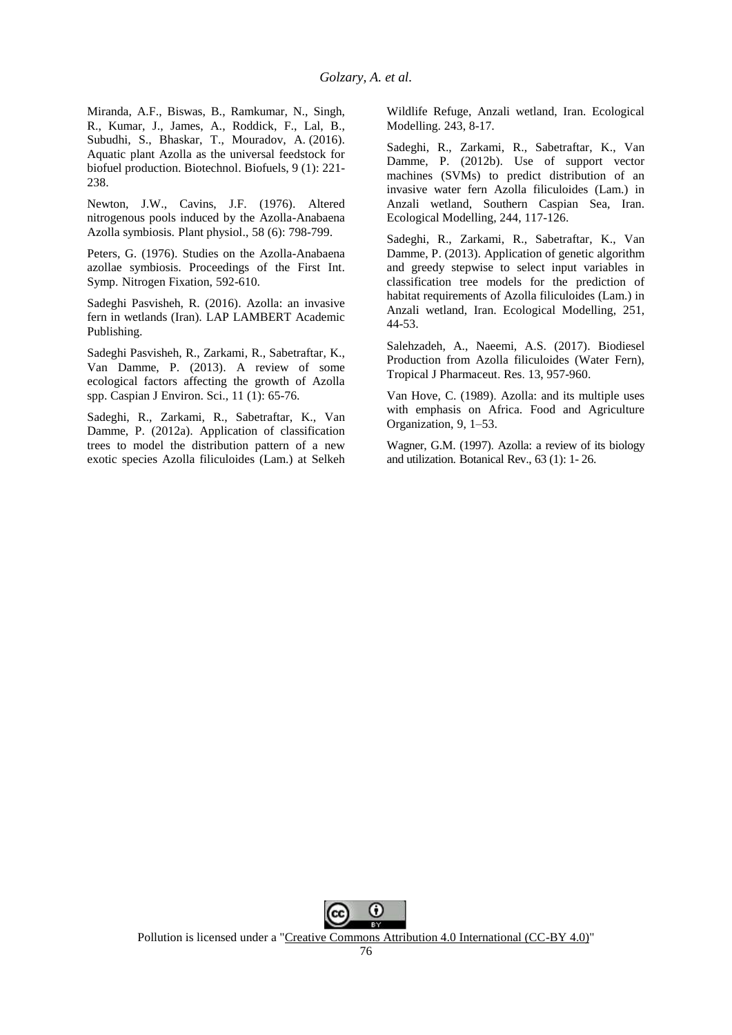Miranda, A.F., Biswas, B., Ramkumar, N., Singh, R., Kumar, J., James, A., Roddick, F., Lal, B., Subudhi, S., Bhaskar, T., Mouradov, A. (2016). Aquatic plant Azolla as the universal feedstock for biofuel production. Biotechnol. Biofuels, 9 (1): 221-238.

Newton, J.W., Cavins, J.F. (1976). Altered nitrogenous pools induced by the Azolla-Anabaena Azolla symbiosis. Plant physiol., 58 (6): 798-799.

Peters, G. (1976). Studies on the Azolla-Anabaena azollae symbiosis. Proceedings of the First Int. Symp. Nitrogen Fixation, 592-610.

Sadeghi Pasvisheh, R. (2016). Azolla: an invasive fern in wetlands (Iran). LAP LAMBERT Academic Publishing.

Sadeghi Pasvisheh, R., Zarkami, R., Sabetraftar, K., Van Damme, P. (2013). A review of some ecological factors affecting the growth of Azolla spp. Caspian J Environ. Sci., 11 (1): 65-76.

Sadeghi, R., Zarkami, R., Sabetraftar, K., Van Damme, P. (2012a). Application of classification trees to model the distribution pattern of a new exotic species Azolla filiculoides (Lam.) at Selkeh Wildlife Refuge, Anzali wetland, Iran. Ecological Modelling. 243, 8-17.

Sadeghi, R., Zarkami, R., Sabetraftar, K., Van Damme, P. (2012b). Use of support vector machines (SVMs) to predict distribution of an invasive water fern Azolla filiculoides (Lam.) in Anzali wetland, Southern Caspian Sea, Iran. Ecological Modelling, 244, 117-126.

Sadeghi, R., Zarkami, R., Sabetraftar, K., Van Damme, P. (2013). Application of genetic algorithm and greedy stepwise to select input variables in classification tree models for the prediction of habitat requirements of Azolla filiculoides (Lam.) in Anzali wetland, Iran. Ecological Modelling, 251, 44-53.

Salehzadeh, A., Naeemi, A.S. (2017). Biodiesel Production from Azolla filiculoides (Water Fern), Tropical J Pharmaceut. Res. 13, 957-960.

Van Hove, C. (1989). Azolla: and its multiple uses with emphasis on Africa. Food and Agriculture Organization, 9, 1–53.

Wagner, G.M. (1997). Azolla: a review of its biology and utilization. Botanical Rev., 63 (1): 1- 26.

Pollution is licensed under a "Creative Commons Attribution 4.0 International (CC-BY 4.0)"